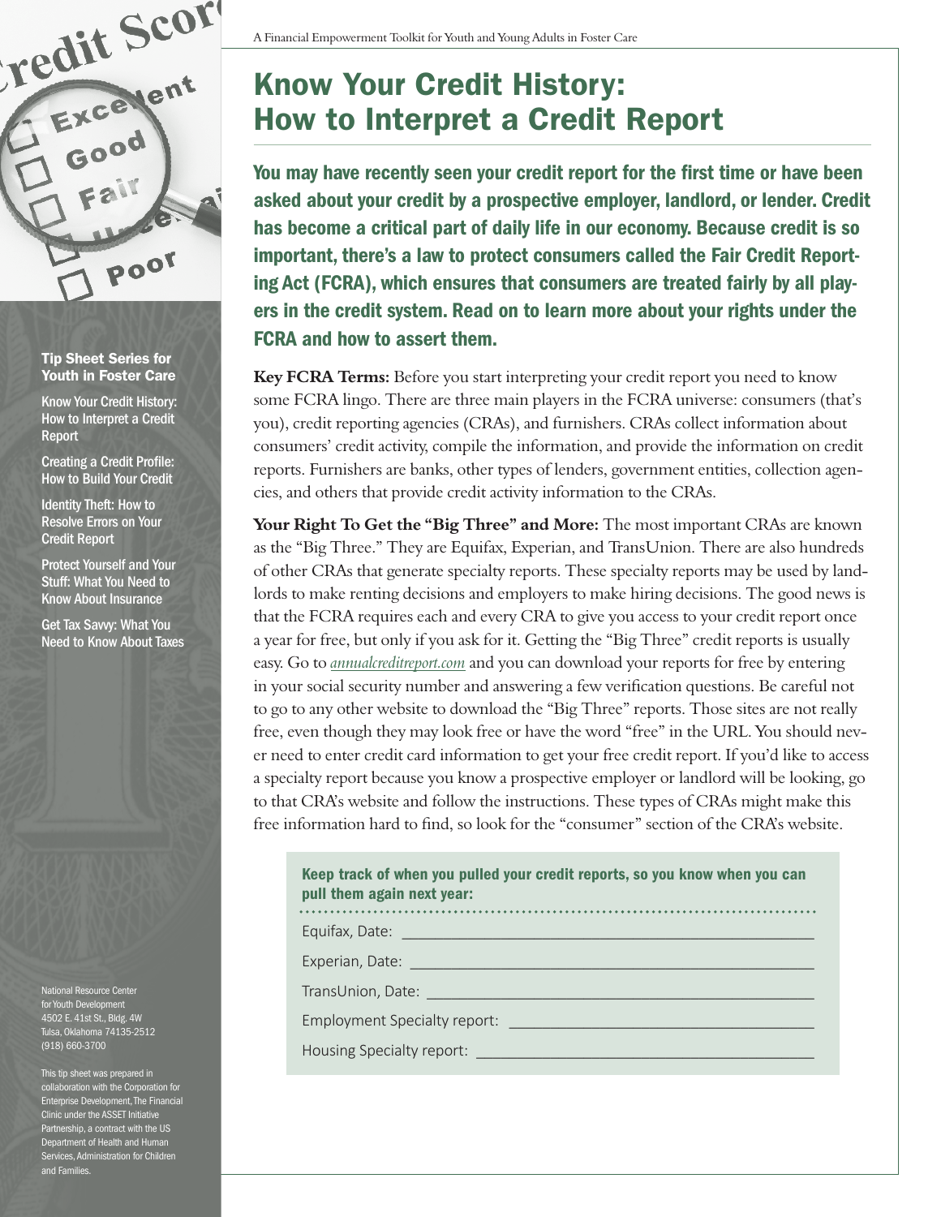# Know Your Credit History: How to Interpret a Credit Report

**You may have recently seen your credit report for the first time or have been asked about your credit by a prospective employer, landlord, or lender. Credit has become a critical part of daily life in our economy. Because credit is so important, there's a law to protect consumers called the Fair Credit Reporting Act (FCRA), which ensures that consumers are treated fairly by all players in the credit system. Read on to learn more about your rights under the FCRA and how to assert them.**

**Key FCRA Terms:** Before you start interpreting your credit report you need to know some FCRA lingo. There are three main players in the FCRA universe: consumers (that's you), credit reporting agencies (CRAs), and furnishers. CRAs collect information about consumers' credit activity, compile the information, and provide the information on credit reports. Furnishers are banks, other types of lenders, government entities, collection agencies, and others that provide credit activity information to the CRAs.

**Your Right To Get the "Big Three" and More:** The most important CRAs are known as the "Big Three." They are Equifax, Experian, and TransUnion. There are also hundreds of other CRAs that generate specialty reports. These specialty reports may be used by landlords to make renting decisions and employers to make hiring decisions. The good news is that the FCRA requires each and every CRA to give you access to your credit report once a year for free, but only if you ask for it. Getting the "Big Three" credit reports is usually easy. Go to *annualcreditreport.com* and you can download your reports for free by entering in your social security number and answering a few verification questions. Be careful not to go to any other website to download the "Big Three" reports. Those sites are not really free, even though they may look free or have the word "free" in the URL. You should never need to enter credit card information to get your free credit report. If you'd like to access a specialty report because you know a prospective employer or landlord will be looking, go to that CRA's website and follow the instructions. These types of CRAs might make this free information hard to find, so look for the "consumer" section of the CRA's website.

**Keep track of when you pulled your credit reports, so you know when you can pull them again next year:**

Equifax, Date: ____________________

Experian, Date: ____________________

TransUnion, Date: ____________________

Employment Specialty report: ____________________

Housing Specialty report: ____________________

**Tip Sheet Series for Youth in Foster Care**

- Know Your Credit History: How to Interpret a Credit Report
- Creating a Credit Profile: How to Build Your Credit
- Identity Theft: How to Resolve Errors on Your Credit Report
- Protect Yourself and Your Stuff: What You Need to Know About Insurance
- Get Tax Savvy: What You Need to Know About Taxes

National Resource Center for Youth Development
4502 E. 41st St., Bldg. 4W
Tulsa, Oklahoma 74135-2512
(918) 660-3700

This tip sheet was prepared in collaboration with the Corporation for Enterprise Development, The Financial Clinic under the ASSET Initiative Partnership, a contract with the US Department of Health and Human Services, Administration for Children and Families.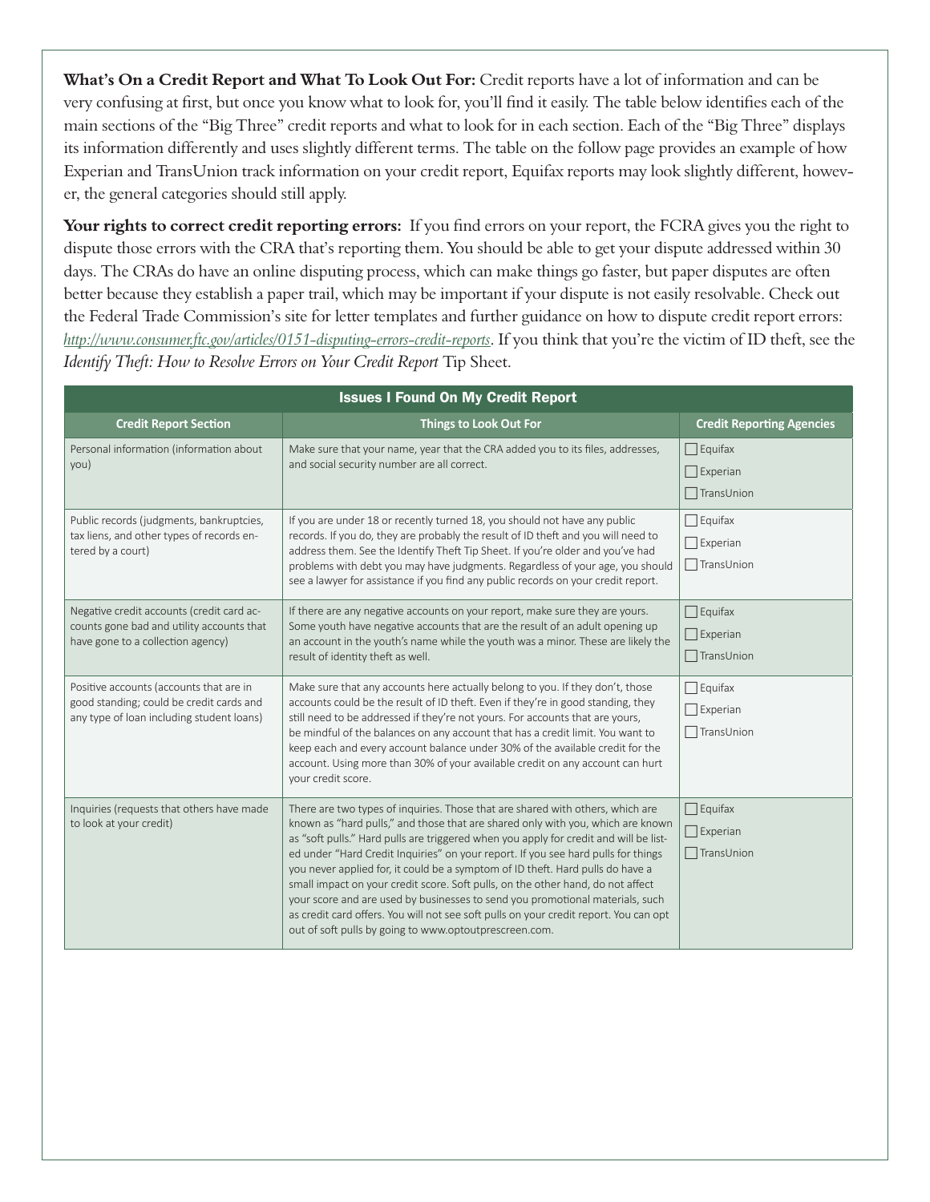**What's On a Credit Report and What To Look Out For:** Credit reports have a lot of information and can be very confusing at first, but once you know what to look for, you'll find it easily. The table below identifies each of the main sections of the "Big Three" credit reports and what to look for in each section. Each of the "Big Three" displays its information differently and uses slightly different terms. The table on the follow page provides an example of how Experian and TransUnion track information on your credit report, Equifax reports may look slightly different, however, the general categories should still apply.

**Your rights to correct credit reporting errors:** If you find errors on your report, the FCRA gives you the right to dispute those errors with the CRA that's reporting them. You should be able to get your dispute addressed within 30 days. The CRAs do have an online disputing process, which can make things go faster, but paper disputes are often better because they establish a paper trail, which may be important if your dispute is not easily resolvable. Check out the Federal Trade Commission's site for letter templates and further guidance on how to dispute credit report errors: *http://www.consumer.ftc.gov/articles/0151-disputing-errors-credit-reports*. If you think that you're the victim of ID theft, see the *Identify Theft: How to Resolve Errors on Your Credit Report* Tip Sheet.

**Issues I Found On My Credit Report**

| Credit Report Section | Things to Look Out For | Credit Reporting Agencies |
|---|---|---|
| Personal information (information about you) | Make sure that your name, year that the CRA added you to its files, addresses, and social security number are all correct. | ☐ Equifax<br>☐ Experian<br>☐ TransUnion |
| Public records (judgments, bankruptcies, tax liens, and other types of records entered by a court) | If you are under 18 or recently turned 18, you should not have any public records. If you do, they are probably the result of ID theft and you will need to address them. See the Identify Theft Tip Sheet. If you're older and you've had problems with debt you may have judgments. Regardless of your age, you should see a lawyer for assistance if you find any public records on your credit report. | ☐ Equifax<br>☐ Experian<br>☐ TransUnion |
| Negative credit accounts (credit card accounts gone bad and utility accounts that have gone to a collection agency) | If there are any negative accounts on your report, make sure they are yours. Some youth have negative accounts that are the result of an adult opening up an account in the youth's name while the youth was a minor. These are likely the result of identity theft as well. | ☐ Equifax<br>☐ Experian<br>☐ TransUnion |
| Positive accounts (accounts that are in good standing; could be credit cards and any type of loan including student loans) | Make sure that any accounts here actually belong to you. If they don't, those accounts could be the result of ID theft. Even if they're in good standing, they still need to be addressed if they're not yours. For accounts that are yours, be mindful of the balances on any account that has a credit limit. You want to keep each and every account balance under 30% of the available credit for the account. Using more than 30% of your available credit on any account can hurt your credit score. | ☐ Equifax<br>☐ Experian<br>☐ TransUnion |
| Inquiries (requests that others have made to look at your credit) | There are two types of inquiries. Those that are shared with others, which are known as "hard pulls," and those that are shared only with you, which are known as "soft pulls." Hard pulls are triggered when you apply for credit and will be listed under "Hard Credit Inquiries" on your report. If you see hard pulls for things you never applied for, it could be a symptom of ID theft. Hard pulls do have a small impact on your credit score. Soft pulls, on the other hand, do not affect your score and are used by businesses to send you promotional materials, such as credit card offers. You will not see soft pulls on your credit report. You can opt out of soft pulls by going to www.optoutprescreen.com. | ☐ Equifax<br>☐ Experian<br>☐ TransUnion |